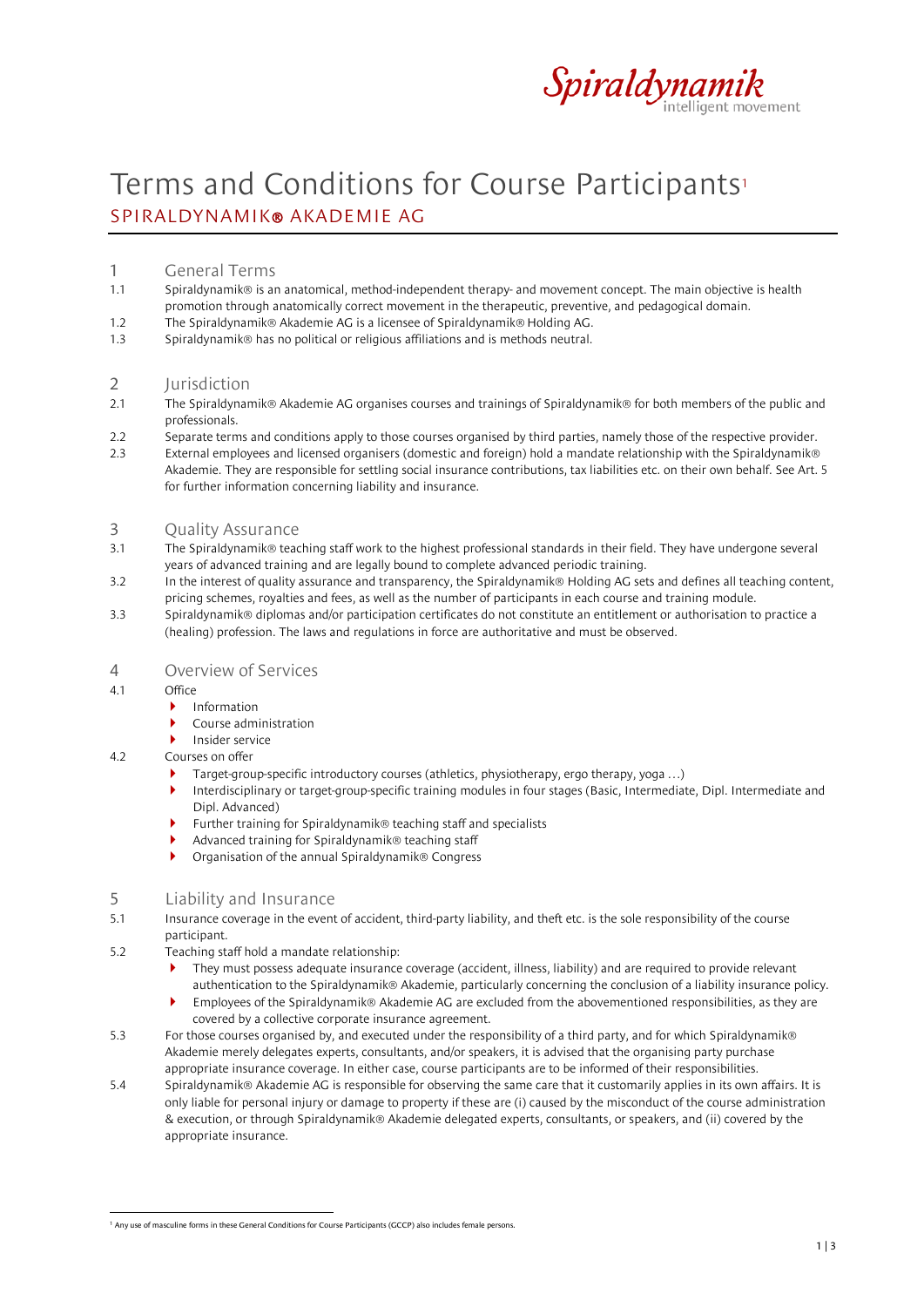Spiraldynamik intelligent movement

# Terms and Conditions for Course Participants[1]

## SPIRALDYNAMIK® AKADEMIE AG

## 1 General Terms

1.1 Spiraldynamik® is an anatomical, method-independent therapy- and movement concept. The main objective is health promotion through anatomically correct movement in the therapeutic, preventive, and pedagogical domain.

1.2 The Spiraldynamik® Akademie AG is a licensee of Spiraldynamik® Holding AG.

1.3 Spiraldynamik® has no political or religious affiliations and is methods neutral.

## 2 Jurisdiction

2.1 The Spiraldynamik® Akademie AG organises courses and trainings of Spiraldynamik® for both members of the public and professionals.

2.2 Separate terms and conditions apply to those courses organised by third parties, namely those of the respective provider.

2.3 External employees and licensed organisers (domestic and foreign) hold a mandate relationship with the Spiraldynamik® Akademie. They are responsible for settling social insurance contributions, tax liabilities etc. on their own behalf. See Art. 5 for further information concerning liability and insurance.

## 3 Quality Assurance

3.1 The Spiraldynamik® teaching staff work to the highest professional standards in their field. They have undergone several years of advanced training and are legally bound to complete advanced periodic training.

3.2 In the interest of quality assurance and transparency, the Spiraldynamik® Holding AG sets and defines all teaching content, pricing schemes, royalties and fees, as well as the number of participants in each course and training module.

3.3 Spiraldynamik® diplomas and/or participation certificates do not constitute an entitlement or authorisation to practice a (healing) profession. The laws and regulations in force are authoritative and must be observed.

## 4 Overview of Services

4.1 Office

- Information
- Course administration
- Insider service

4.2 Courses on offer

- Target-group-specific introductory courses (athletics, physiotherapy, ergo therapy, yoga …)
- Interdisciplinary or target-group-specific training modules in four stages (Basic, Intermediate, Dipl. Intermediate and Dipl. Advanced)
- Further training for Spiraldynamik® teaching staff and specialists
- Advanced training for Spiraldynamik® teaching staff
- Organisation of the annual Spiraldynamik® Congress

## 5 Liability and Insurance

5.1 Insurance coverage in the event of accident, third-party liability, and theft etc. is the sole responsibility of the course participant.

5.2 Teaching staff hold a mandate relationship:

- They must possess adequate insurance coverage (accident, illness, liability) and are required to provide relevant authentication to the Spiraldynamik® Akademie, particularly concerning the conclusion of a liability insurance policy.
- Employees of the Spiraldynamik® Akademie AG are excluded from the abovementioned responsibilities, as they are covered by a collective corporate insurance agreement.

5.3 For those courses organised by, and executed under the responsibility of a third party, and for which Spiraldynamik® Akademie merely delegates experts, consultants, and/or speakers, it is advised that the organising party purchase appropriate insurance coverage. In either case, course participants are to be informed of their responsibilities.

5.4 Spiraldynamik® Akademie AG is responsible for observing the same care that it customarily applies in its own affairs. It is only liable for personal injury or damage to property if these are (i) caused by the misconduct of the course administration & execution, or through Spiraldynamik® Akademie delegated experts, consultants, or speakers, and (ii) covered by the appropriate insurance.

[1] Any use of masculine forms in these General Conditions for Course Participants (GCCP) also includes female persons.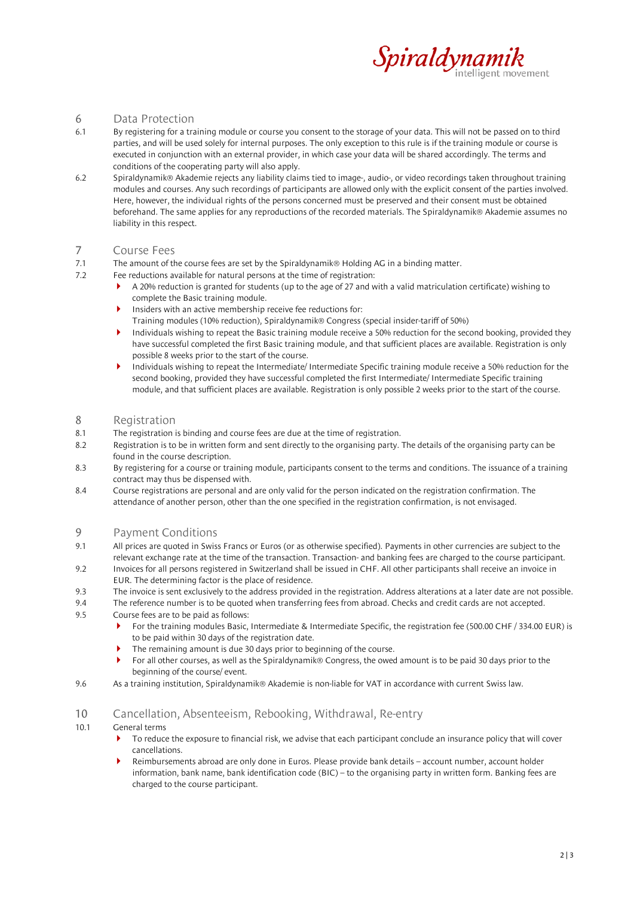## 6 Data Protection

6.1 By registering for a training module or course you consent to the storage of your data. This will not be passed on to third parties, and will be used solely for internal purposes. The only exception to this rule is if the training module or course is executed in conjunction with an external provider, in which case your data will be shared accordingly. The terms and conditions of the cooperating party will also apply.

6.2 Spiraldynamik® Akademie rejects any liability claims tied to image-, audio-, or video recordings taken throughout training modules and courses. Any such recordings of participants are allowed only with the explicit consent of the parties involved. Here, however, the individual rights of the persons concerned must be preserved and their consent must be obtained beforehand. The same applies for any reproductions of the recorded materials. The Spiraldynamik® Akademie assumes no liability in this respect.

## 7 Course Fees

7.1 The amount of the course fees are set by the Spiraldynamik® Holding AG in a binding matter.

7.2 Fee reductions available for natural persons at the time of registration:

- A 20% reduction is granted for students (up to the age of 27 and with a valid matriculation certificate) wishing to complete the Basic training module.
- Insiders with an active membership receive fee reductions for:
  Training modules (10% reduction), Spiraldynamik® Congress (special insider-tariff of 50%)
- Individuals wishing to repeat the Basic training module receive a 50% reduction for the second booking, provided they have successful completed the first Basic training module, and that sufficient places are available. Registration is only possible 8 weeks prior to the start of the course.
- Individuals wishing to repeat the Intermediate/ Intermediate Specific training module receive a 50% reduction for the second booking, provided they have successful completed the first Intermediate/ Intermediate Specific training module, and that sufficient places are available. Registration is only possible 2 weeks prior to the start of the course.

## 8 Registration

8.1 The registration is binding and course fees are due at the time of registration.

8.2 Registration is to be in written form and sent directly to the organising party. The details of the organising party can be found in the course description.

8.3 By registering for a course or training module, participants consent to the terms and conditions. The issuance of a training contract may thus be dispensed with.

8.4 Course registrations are personal and are only valid for the person indicated on the registration confirmation. The attendance of another person, other than the one specified in the registration confirmation, is not envisaged.

## 9 Payment Conditions

9.1 All prices are quoted in Swiss Francs or Euros (or as otherwise specified). Payments in other currencies are subject to the relevant exchange rate at the time of the transaction. Transaction- and banking fees are charged to the course participant.

9.2 Invoices for all persons registered in Switzerland shall be issued in CHF. All other participants shall receive an invoice in EUR. The determining factor is the place of residence.

9.3 The invoice is sent exclusively to the address provided in the registration. Address alterations at a later date are not possible.

9.4 The reference number is to be quoted when transferring fees from abroad. Checks and credit cards are not accepted.

9.5 Course fees are to be paid as follows:

- For the training modules Basic, Intermediate & Intermediate Specific, the registration fee (500.00 CHF / 334.00 EUR) is to be paid within 30 days of the registration date.
- The remaining amount is due 30 days prior to beginning of the course.
- For all other courses, as well as the Spiraldynamik® Congress, the owed amount is to be paid 30 days prior to the beginning of the course/ event.

9.6 As a training institution, Spiraldynamik® Akademie is non-liable for VAT in accordance with current Swiss law.

## 10 Cancellation, Absenteeism, Rebooking, Withdrawal, Re-entry

10.1 General terms

- To reduce the exposure to financial risk, we advise that each participant conclude an insurance policy that will cover cancellations.
- Reimbursements abroad are only done in Euros. Please provide bank details – account number, account holder information, bank name, bank identification code (BIC) – to the organising party in written form. Banking fees are charged to the course participant.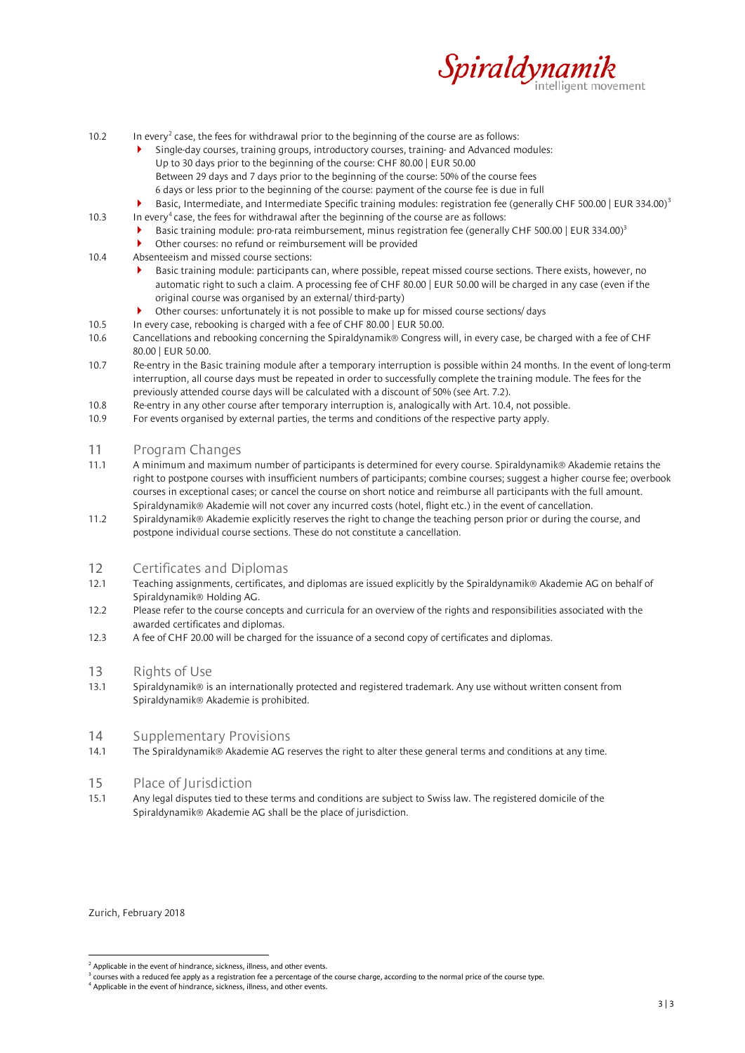10.2 In every[2] case, the fees for withdrawal prior to the beginning of the course are as follows:

- Single-day courses, training groups, introductory courses, training- and Advanced modules:
  Up to 30 days prior to the beginning of the course: CHF 80.00 | EUR 50.00
  Between 29 days and 7 days prior to the beginning of the course: 50% of the course fees
  6 days or less prior to the beginning of the course: payment of the course fee is due in full
- Basic, Intermediate, and Intermediate Specific training modules: registration fee (generally CHF 500.00 | EUR 334.00)[3]

10.3 In every[4] case, the fees for withdrawal after the beginning of the course are as follows:

- Basic training module: pro-rata reimbursement, minus registration fee (generally CHF 500.00 | EUR 334.00)[3]
- Other courses: no refund or reimbursement will be provided

10.4 Absenteeism and missed course sections:

- Basic training module: participants can, where possible, repeat missed course sections. There exists, however, no automatic right to such a claim. A processing fee of CHF 80.00 | EUR 50.00 will be charged in any case (even if the original course was organised by an external/ third-party)
- Other courses: unfortunately it is not possible to make up for missed course sections/ days

10.5 In every case, rebooking is charged with a fee of CHF 80.00 | EUR 50.00.

10.6 Cancellations and rebooking concerning the Spiraldynamik® Congress will, in every case, be charged with a fee of CHF 80.00 | EUR 50.00.

10.7 Re-entry in the Basic training module after a temporary interruption is possible within 24 months. In the event of long-term interruption, all course days must be repeated in order to successfully complete the training module. The fees for the previously attended course days will be calculated with a discount of 50% (see Art. 7.2).

10.8 Re-entry in any other course after temporary interruption is, analogically with Art. 10.4, not possible.

10.9 For events organised by external parties, the terms and conditions of the respective party apply.

## 11 Program Changes

11.1 A minimum and maximum number of participants is determined for every course. Spiraldynamik® Akademie retains the right to postpone courses with insufficient numbers of participants; combine courses; suggest a higher course fee; overbook courses in exceptional cases; or cancel the course on short notice and reimburse all participants with the full amount. Spiraldynamik® Akademie will not cover any incurred costs (hotel, flight etc.) in the event of cancellation.

11.2 Spiraldynamik® Akademie explicitly reserves the right to change the teaching person prior or during the course, and postpone individual course sections. These do not constitute a cancellation.

## 12 Certificates and Diplomas

12.1 Teaching assignments, certificates, and diplomas are issued explicitly by the Spiraldynamik® Akademie AG on behalf of Spiraldynamik® Holding AG.

12.2 Please refer to the course concepts and curricula for an overview of the rights and responsibilities associated with the awarded certificates and diplomas.

12.3 A fee of CHF 20.00 will be charged for the issuance of a second copy of certificates and diplomas.

## 13 Rights of Use

13.1 Spiraldynamik® is an internationally protected and registered trademark. Any use without written consent from Spiraldynamik® Akademie is prohibited.

## 14 Supplementary Provisions

14.1 The Spiraldynamik® Akademie AG reserves the right to alter these general terms and conditions at any time.

## 15 Place of Jurisdiction

15.1 Any legal disputes tied to these terms and conditions are subject to Swiss law. The registered domicile of the Spiraldynamik® Akademie AG shall be the place of jurisdiction.

Zurich, February 2018

---

[2] Applicable in the event of hindrance, sickness, illness, and other events.

[3] courses with a reduced fee apply as a registration fee a percentage of the course charge, according to the normal price of the course type.

[4] Applicable in the event of hindrance, sickness, illness, and other events.